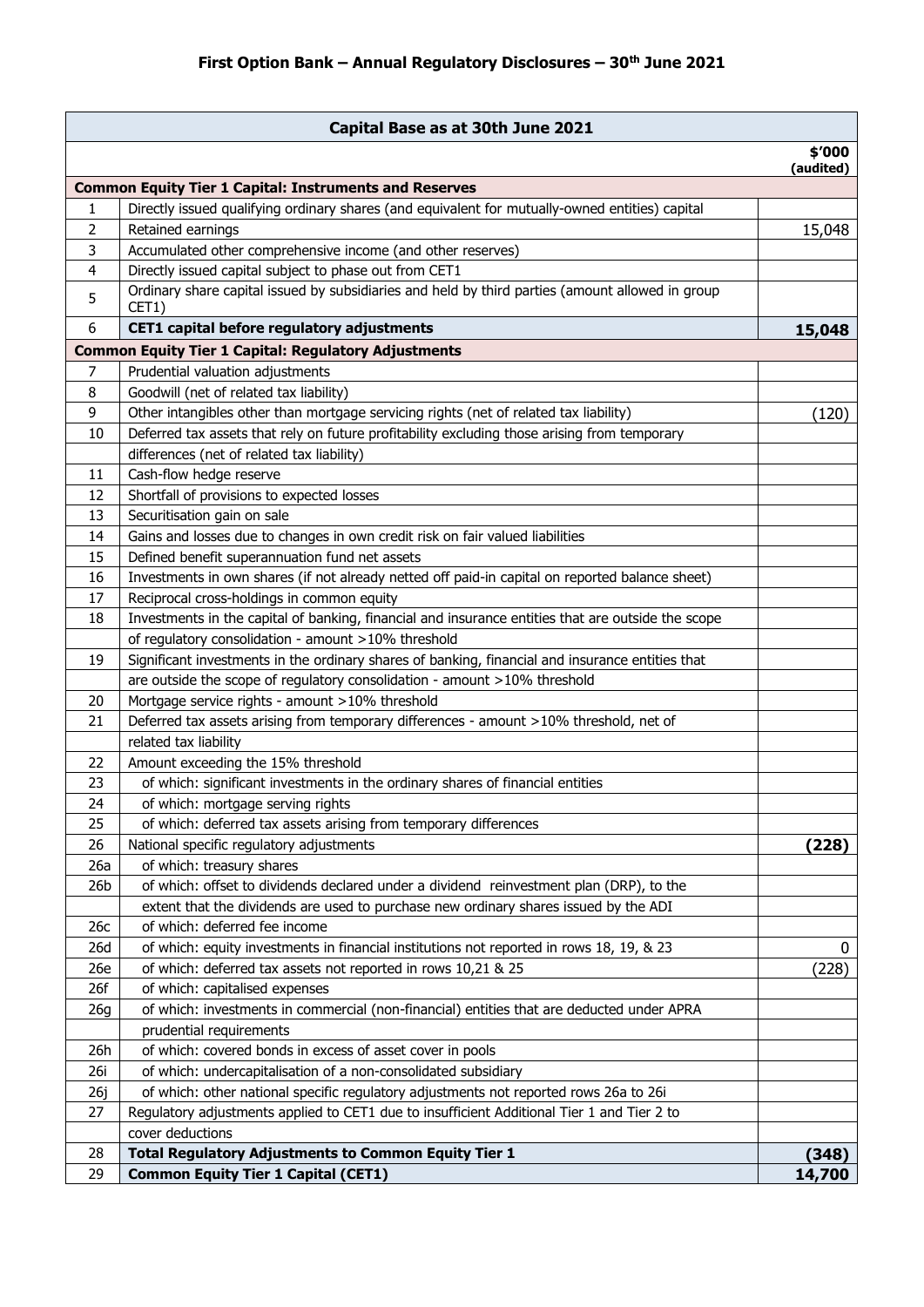# First Option Bank – Annual Regulatory Disclosures – 30th June 2021

| Capital Base as at 30th June 2021 | | |
|---|---|---|
| | | **$'000 (audited)** |
| **Common Equity Tier 1 Capital: Instruments and Reserves** | | |
| 1 | Directly issued qualifying ordinary shares (and equivalent for mutually-owned entities) capital | |
| 2 | Retained earnings | 15,048 |
| 3 | Accumulated other comprehensive income (and other reserves) | |
| 4 | Directly issued capital subject to phase out from CET1 | |
| 5 | Ordinary share capital issued by subsidiaries and held by third parties (amount allowed in group CET1) | |
| 6 | **CET1 capital before regulatory adjustments** | **15,048** |
| **Common Equity Tier 1 Capital: Regulatory Adjustments** | | |
| 7 | Prudential valuation adjustments | |
| 8 | Goodwill (net of related tax liability) | |
| 9 | Other intangibles other than mortgage servicing rights (net of related tax liability) | (120) |
| 10 | Deferred tax assets that rely on future profitability excluding those arising from temporary differences (net of related tax liability) | |
| 11 | Cash-flow hedge reserve | |
| 12 | Shortfall of provisions to expected losses | |
| 13 | Securitisation gain on sale | |
| 14 | Gains and losses due to changes in own credit risk on fair valued liabilities | |
| 15 | Defined benefit superannuation fund net assets | |
| 16 | Investments in own shares (if not already netted off paid-in capital on reported balance sheet) | |
| 17 | Reciprocal cross-holdings in common equity | |
| 18 | Investments in the capital of banking, financial and insurance entities that are outside the scope of regulatory consolidation - amount >10% threshold | |
| 19 | Significant investments in the ordinary shares of banking, financial and insurance entities that are outside the scope of regulatory consolidation - amount >10% threshold | |
| 20 | Mortgage service rights - amount >10% threshold | |
| 21 | Deferred tax assets arising from temporary differences - amount >10% threshold, net of related tax liability | |
| 22 | Amount exceeding the 15% threshold | |
| 23 | of which: significant investments in the ordinary shares of financial entities | |
| 24 | of which: mortgage serving rights | |
| 25 | of which: deferred tax assets arising from temporary differences | |
| 26 | National specific regulatory adjustments | **(228)** |
| 26a | of which: treasury shares | |
| 26b | of which: offset to dividends declared under a dividend reinvestment plan (DRP), to the extent that the dividends are used to purchase new ordinary shares issued by the ADI | |
| 26c | of which: deferred fee income | |
| 26d | of which: equity investments in financial institutions not reported in rows 18, 19, & 23 | 0 |
| 26e | of which: deferred tax assets not reported in rows 10,21 & 25 | (228) |
| 26f | of which: capitalised expenses | |
| 26g | of which: investments in commercial (non-financial) entities that are deducted under APRA prudential requirements | |
| 26h | of which: covered bonds in excess of asset cover in pools | |
| 26i | of which: undercapitalisation of a non-consolidated subsidiary | |
| 26j | of which: other national specific regulatory adjustments not reported rows 26a to 26i | |
| 27 | Regulatory adjustments applied to CET1 due to insufficient Additional Tier 1 and Tier 2 to cover deductions | |
| 28 | **Total Regulatory Adjustments to Common Equity Tier 1** | **(348)** |
| 29 | **Common Equity Tier 1 Capital (CET1)** | **14,700** |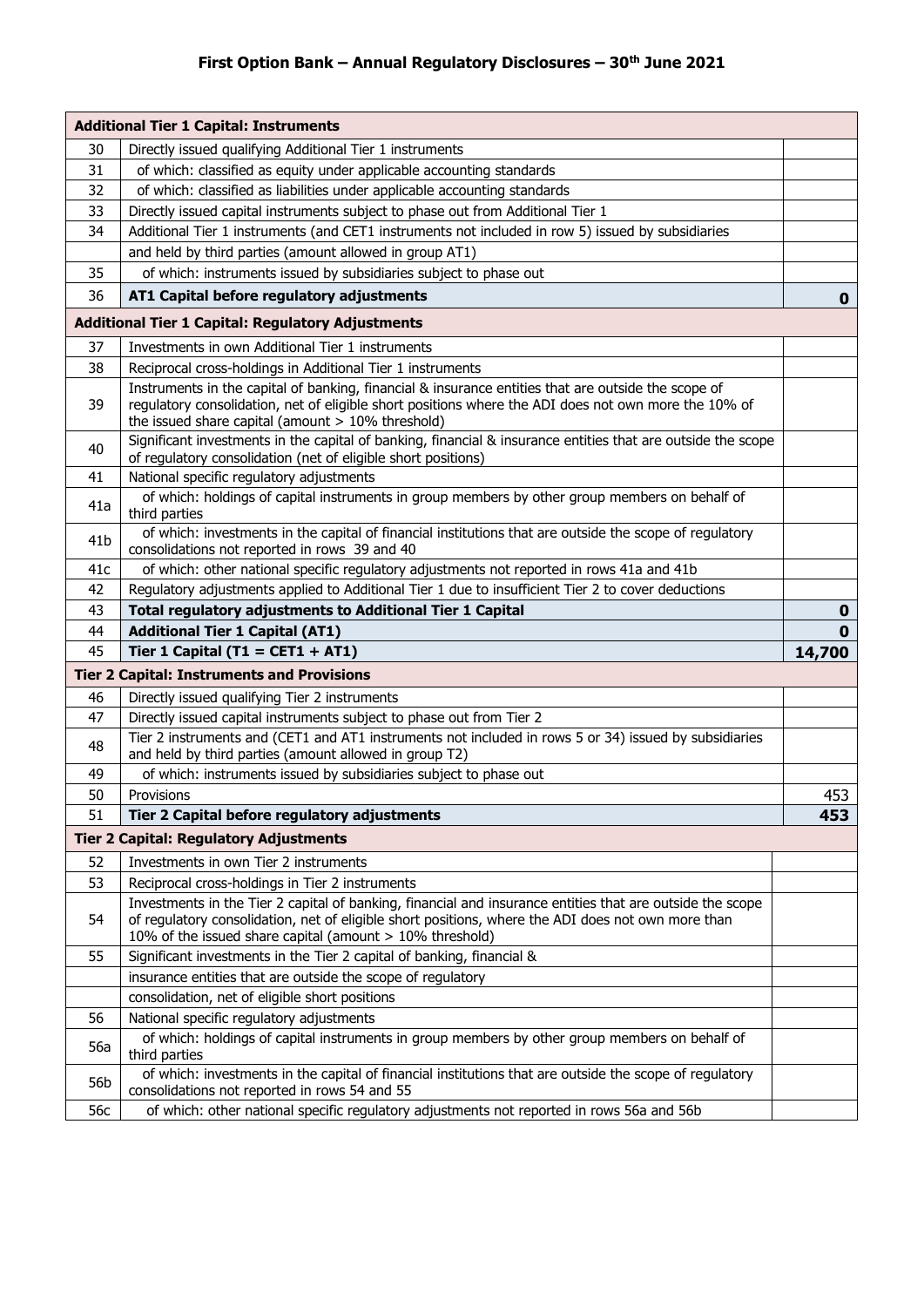**First Option Bank – Annual Regulatory Disclosures – 30th June 2021**

| | **Additional Tier 1 Capital: Instruments** | |
|---|---|---|
| 30 | Directly issued qualifying Additional Tier 1 instruments | |
| 31 | of which: classified as equity under applicable accounting standards | |
| 32 | of which: classified as liabilities under applicable accounting standards | |
| 33 | Directly issued capital instruments subject to phase out from Additional Tier 1 | |
| 34 | Additional Tier 1 instruments (and CET1 instruments not included in row 5) issued by subsidiaries | |
| | and held by third parties (amount allowed in group AT1) | |
| 35 | of which: instruments issued by subsidiaries subject to phase out | |
| 36 | **AT1 Capital before regulatory adjustments** | **0** |
| | **Additional Tier 1 Capital: Regulatory Adjustments** | |
| 37 | Investments in own Additional Tier 1 instruments | |
| 38 | Reciprocal cross-holdings in Additional Tier 1 instruments | |
| 39 | Instruments in the capital of banking, financial & insurance entities that are outside the scope of regulatory consolidation, net of eligible short positions where the ADI does not own more the 10% of the issued share capital (amount > 10% threshold) | |
| 40 | Significant investments in the capital of banking, financial & insurance entities that are outside the scope of regulatory consolidation (net of eligible short positions) | |
| 41 | National specific regulatory adjustments | |
| 41a | of which: holdings of capital instruments in group members by other group members on behalf of third parties | |
| 41b | of which: investments in the capital of financial institutions that are outside the scope of regulatory consolidations not reported in rows 39 and 40 | |
| 41c | of which: other national specific regulatory adjustments not reported in rows 41a and 41b | |
| 42 | Regulatory adjustments applied to Additional Tier 1 due to insufficient Tier 2 to cover deductions | |
| 43 | **Total regulatory adjustments to Additional Tier 1 Capital** | **0** |
| 44 | **Additional Tier 1 Capital (AT1)** | **0** |
| 45 | **Tier 1 Capital (T1 = CET1 + AT1)** | **14,700** |
| | **Tier 2 Capital: Instruments and Provisions** | |
| 46 | Directly issued qualifying Tier 2 instruments | |
| 47 | Directly issued capital instruments subject to phase out from Tier 2 | |
| 48 | Tier 2 instruments and (CET1 and AT1 instruments not included in rows 5 or 34) issued by subsidiaries and held by third parties (amount allowed in group T2) | |
| 49 | of which: instruments issued by subsidiaries subject to phase out | |
| 50 | Provisions | 453 |
| 51 | **Tier 2 Capital before regulatory adjustments** | **453** |
| | **Tier 2 Capital: Regulatory Adjustments** | |
| 52 | Investments in own Tier 2 instruments | |
| 53 | Reciprocal cross-holdings in Tier 2 instruments | |
| 54 | Investments in the Tier 2 capital of banking, financial and insurance entities that are outside the scope of regulatory consolidation, net of eligible short positions, where the ADI does not own more than 10% of the issued share capital (amount > 10% threshold) | |
| 55 | Significant investments in the Tier 2 capital of banking, financial & | |
| | insurance entities that are outside the scope of regulatory | |
| | consolidation, net of eligible short positions | |
| 56 | National specific regulatory adjustments | |
| 56a | of which: holdings of capital instruments in group members by other group members on behalf of third parties | |
| 56b | of which: investments in the capital of financial institutions that are outside the scope of regulatory consolidations not reported in rows 54 and 55 | |
| 56c | of which: other national specific regulatory adjustments not reported in rows 56a and 56b | |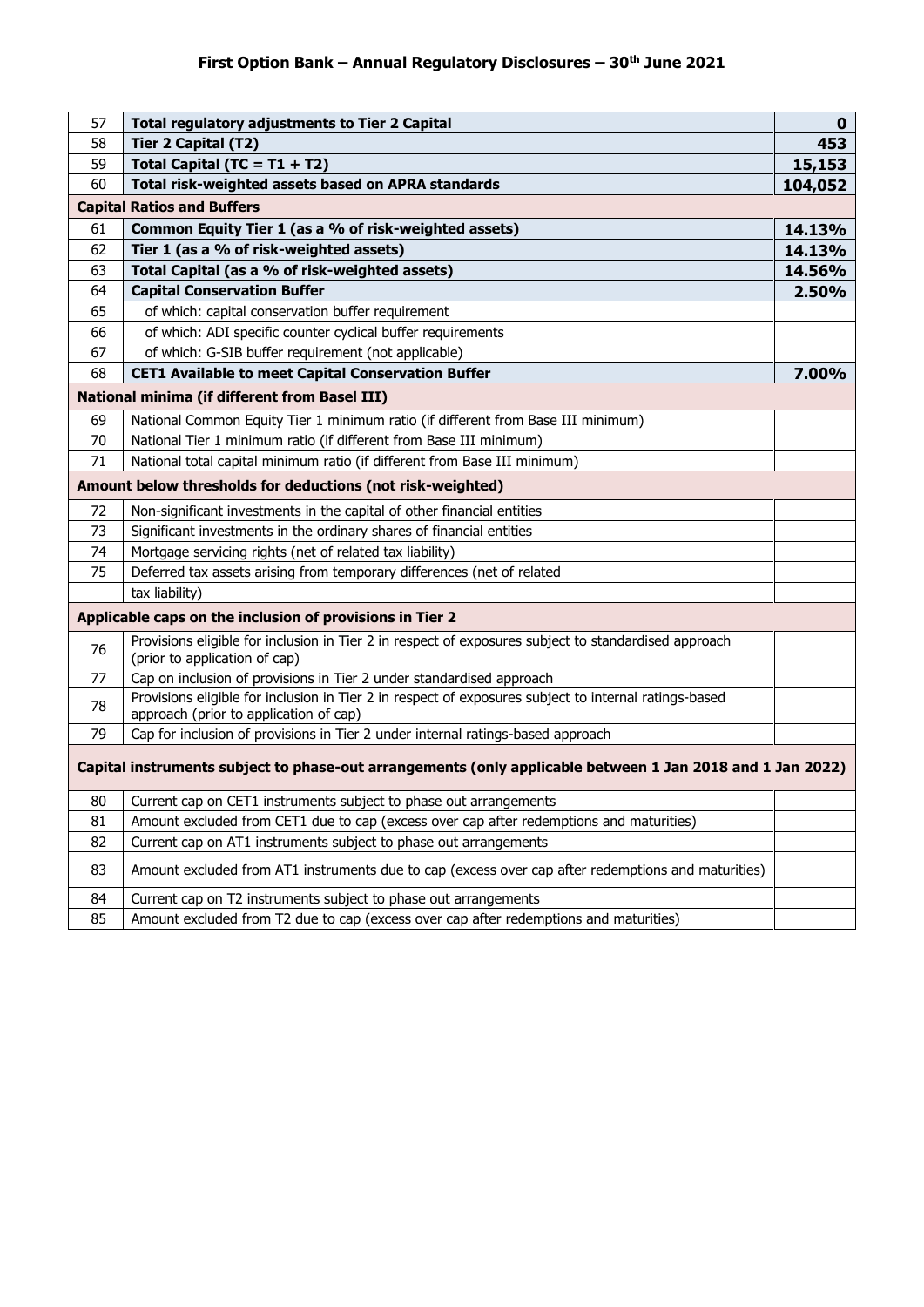## First Option Bank – Annual Regulatory Disclosures – 30th June 2021

| | | |
|---|---|---|
| 57 | **Total regulatory adjustments to Tier 2 Capital** | **0** |
| 58 | **Tier 2 Capital (T2)** | **453** |
| 59 | **Total Capital (TC = T1 + T2)** | **15,153** |
| 60 | **Total risk-weighted assets based on APRA standards** | **104,052** |
| **Capital Ratios and Buffers** | | |
| 61 | **Common Equity Tier 1 (as a % of risk-weighted assets)** | **14.13%** |
| 62 | **Tier 1 (as a % of risk-weighted assets)** | **14.13%** |
| 63 | **Total Capital (as a % of risk-weighted assets)** | **14.56%** |
| 64 | **Capital Conservation Buffer** | **2.50%** |
| 65 | of which: capital conservation buffer requirement | |
| 66 | of which: ADI specific counter cyclical buffer requirements | |
| 67 | of which: G-SIB buffer requirement (not applicable) | |
| 68 | **CET1 Available to meet Capital Conservation Buffer** | **7.00%** |
| **National minima (if different from Basel III)** | | |
| 69 | National Common Equity Tier 1 minimum ratio (if different from Base III minimum) | |
| 70 | National Tier 1 minimum ratio (if different from Base III minimum) | |
| 71 | National total capital minimum ratio (if different from Base III minimum) | |
| **Amount below thresholds for deductions (not risk-weighted)** | | |
| 72 | Non-significant investments in the capital of other financial entities | |
| 73 | Significant investments in the ordinary shares of financial entities | |
| 74 | Mortgage servicing rights (net of related tax liability) | |
| 75 | Deferred tax assets arising from temporary differences (net of related tax liability) | |
| **Applicable caps on the inclusion of provisions in Tier 2** | | |
| 76 | Provisions eligible for inclusion in Tier 2 in respect of exposures subject to standardised approach (prior to application of cap) | |
| 77 | Cap on inclusion of provisions in Tier 2 under standardised approach | |
| 78 | Provisions eligible for inclusion in Tier 2 in respect of exposures subject to internal ratings-based approach (prior to application of cap) | |
| 79 | Cap for inclusion of provisions in Tier 2 under internal ratings-based approach | |
| **Capital instruments subject to phase-out arrangements (only applicable between 1 Jan 2018 and 1 Jan 2022)** | | |
| 80 | Current cap on CET1 instruments subject to phase out arrangements | |
| 81 | Amount excluded from CET1 due to cap (excess over cap after redemptions and maturities) | |
| 82 | Current cap on AT1 instruments subject to phase out arrangements | |
| 83 | Amount excluded from AT1 instruments due to cap (excess over cap after redemptions and maturities) | |
| 84 | Current cap on T2 instruments subject to phase out arrangements | |
| 85 | Amount excluded from T2 due to cap (excess over cap after redemptions and maturities) | |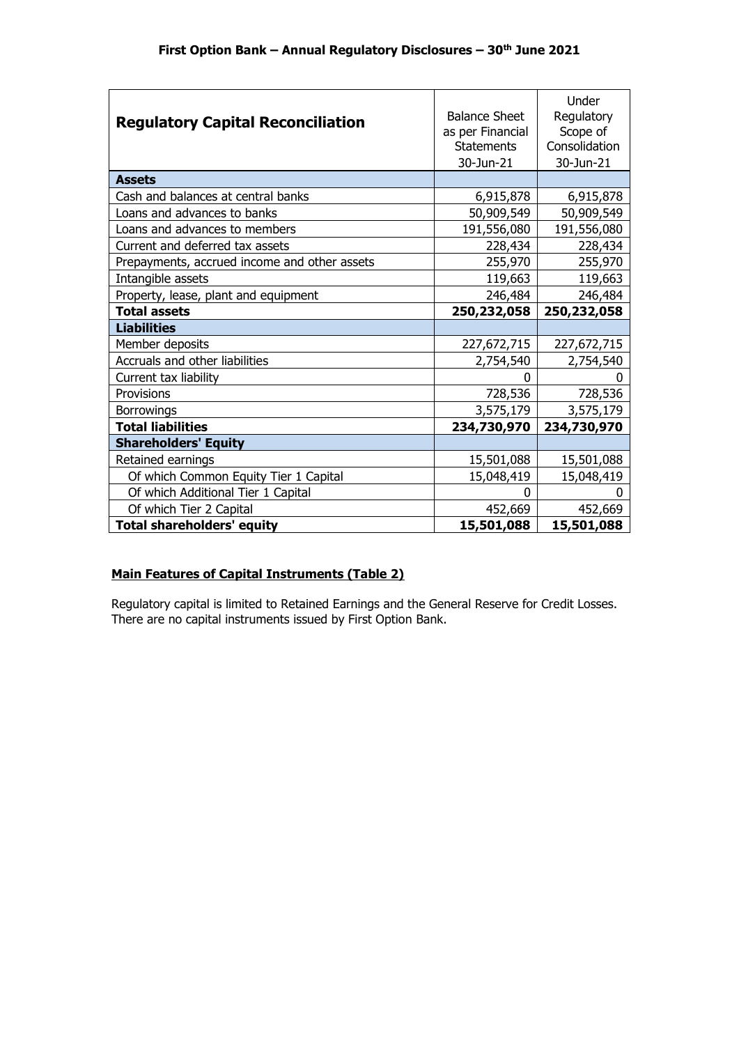| Regulatory Capital Reconciliation | Balance Sheet as per Financial Statements 30-Jun-21 | Under Regulatory Scope of Consolidation 30-Jun-21 |
|---|---|---|
| **Assets** | | |
| Cash and balances at central banks | 6,915,878 | 6,915,878 |
| Loans and advances to banks | 50,909,549 | 50,909,549 |
| Loans and advances to members | 191,556,080 | 191,556,080 |
| Current and deferred tax assets | 228,434 | 228,434 |
| Prepayments, accrued income and other assets | 255,970 | 255,970 |
| Intangible assets | 119,663 | 119,663 |
| Property, lease, plant and equipment | 246,484 | 246,484 |
| **Total assets** | **250,232,058** | **250,232,058** |
| **Liabilities** | | |
| Member deposits | 227,672,715 | 227,672,715 |
| Accruals and other liabilities | 2,754,540 | 2,754,540 |
| Current tax liability | 0 | 0 |
| Provisions | 728,536 | 728,536 |
| Borrowings | 3,575,179 | 3,575,179 |
| **Total liabilities** | **234,730,970** | **234,730,970** |
| **Shareholders' Equity** | | |
| Retained earnings | 15,501,088 | 15,501,088 |
| Of which Common Equity Tier 1 Capital | 15,048,419 | 15,048,419 |
| Of which Additional Tier 1 Capital | 0 | 0 |
| Of which Tier 2 Capital | 452,669 | 452,669 |
| **Total shareholders' equity** | **15,501,088** | **15,501,088** |

## Main Features of Capital Instruments (Table 2)

Regulatory capital is limited to Retained Earnings and the General Reserve for Credit Losses. There are no capital instruments issued by First Option Bank.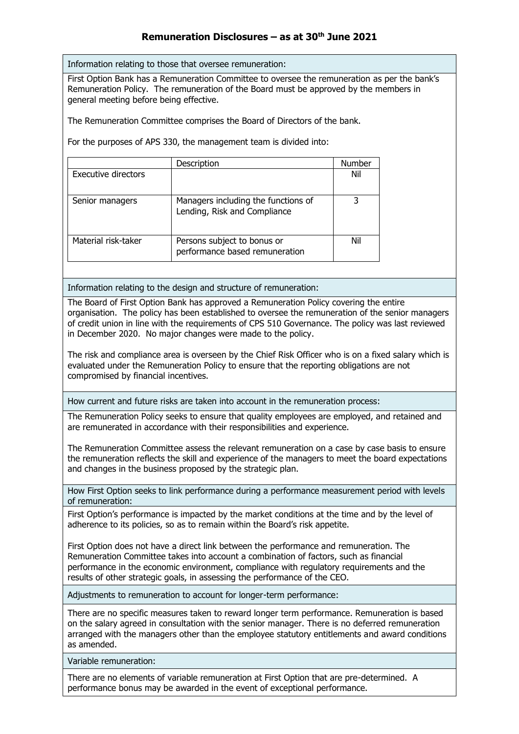# Remuneration Disclosures – as at 30th June 2021

## Information relating to those that oversee remuneration:

First Option Bank has a Remuneration Committee to oversee the remuneration as per the bank's Remuneration Policy. The remuneration of the Board must be approved by the members in general meeting before being effective.

The Remuneration Committee comprises the Board of Directors of the bank.

For the purposes of APS 330, the management team is divided into:

| | Description | Number |
|---|---|---|
| Executive directors | | Nil |
| Senior managers | Managers including the functions of Lending, Risk and Compliance | 3 |
| Material risk-taker | Persons subject to bonus or performance based remuneration | Nil |

## Information relating to the design and structure of remuneration:

The Board of First Option Bank has approved a Remuneration Policy covering the entire organisation. The policy has been established to oversee the remuneration of the senior managers of credit union in line with the requirements of CPS 510 Governance. The policy was last reviewed in December 2020. No major changes were made to the policy.

The risk and compliance area is overseen by the Chief Risk Officer who is on a fixed salary which is evaluated under the Remuneration Policy to ensure that the reporting obligations are not compromised by financial incentives.

## How current and future risks are taken into account in the remuneration process:

The Remuneration Policy seeks to ensure that quality employees are employed, and retained and are remunerated in accordance with their responsibilities and experience.

The Remuneration Committee assess the relevant remuneration on a case by case basis to ensure the remuneration reflects the skill and experience of the managers to meet the board expectations and changes in the business proposed by the strategic plan.

## How First Option seeks to link performance during a performance measurement period with levels of remuneration:

First Option's performance is impacted by the market conditions at the time and by the level of adherence to its policies, so as to remain within the Board's risk appetite.

First Option does not have a direct link between the performance and remuneration. The Remuneration Committee takes into account a combination of factors, such as financial performance in the economic environment, compliance with regulatory requirements and the results of other strategic goals, in assessing the performance of the CEO.

## Adjustments to remuneration to account for longer-term performance:

There are no specific measures taken to reward longer term performance. Remuneration is based on the salary agreed in consultation with the senior manager. There is no deferred remuneration arranged with the managers other than the employee statutory entitlements and award conditions as amended.

## Variable remuneration:

There are no elements of variable remuneration at First Option that are pre-determined. A performance bonus may be awarded in the event of exceptional performance.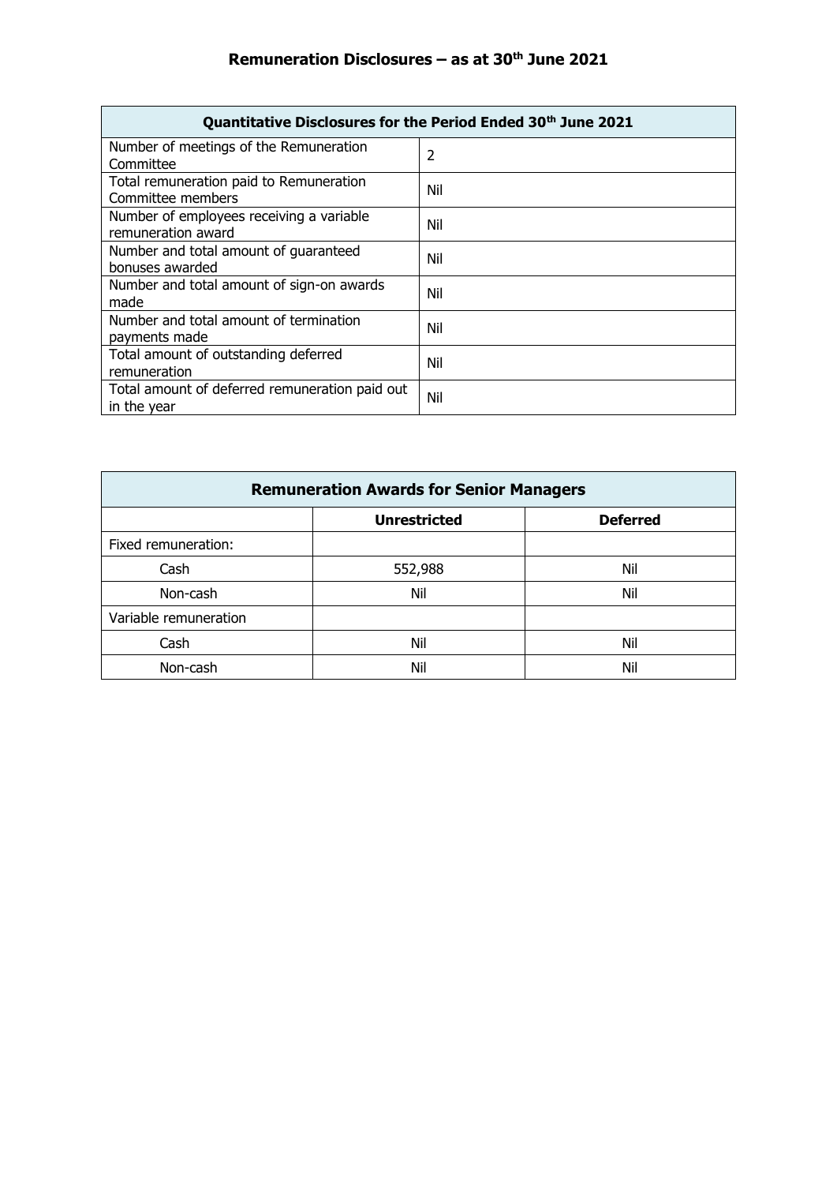# Remuneration Disclosures – as at 30th June 2021

| Quantitative Disclosures for the Period Ended 30th June 2021 | |
|---|---|
| Number of meetings of the Remuneration Committee | 2 |
| Total remuneration paid to Remuneration Committee members | Nil |
| Number of employees receiving a variable remuneration award | Nil |
| Number and total amount of guaranteed bonuses awarded | Nil |
| Number and total amount of sign-on awards made | Nil |
| Number and total amount of termination payments made | Nil |
| Total amount of outstanding deferred remuneration | Nil |
| Total amount of deferred remuneration paid out in the year | Nil |

| Remuneration Awards for Senior Managers | | |
|---|---|---|
| | **Unrestricted** | **Deferred** |
| Fixed remuneration: | | |
| Cash | 552,988 | Nil |
| Non-cash | Nil | Nil |
| Variable remuneration | | |
| Cash | Nil | Nil |
| Non-cash | Nil | Nil |